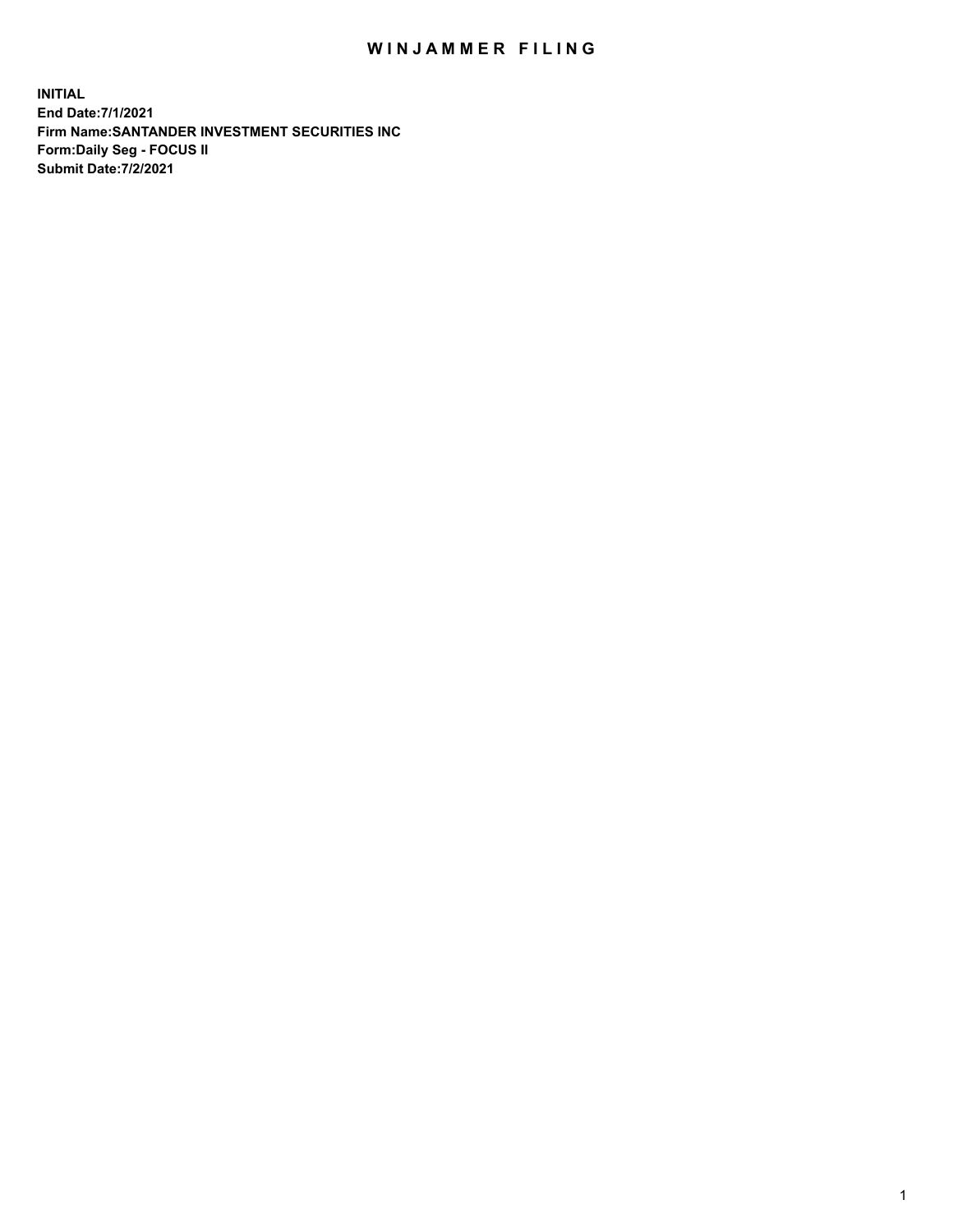# WINJAMMER FILING

**INITIAL**
**End Date:7/1/2021**
**Firm Name:SANTANDER INVESTMENT SECURITIES INC**
**Form:Daily Seg - FOCUS II**
**Submit Date:7/2/2021**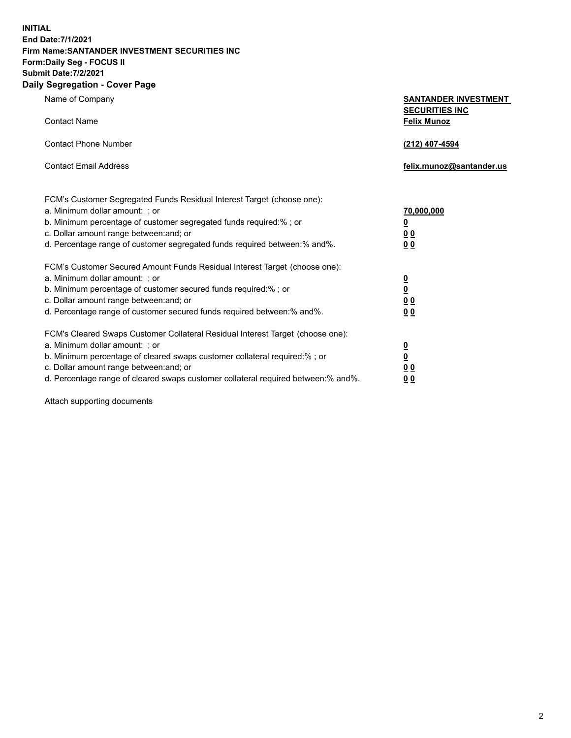**INITIAL**
**End Date:7/1/2021**
**Firm Name:SANTANDER INVESTMENT SECURITIES INC**
**Form:Daily Seg - FOCUS II**
**Submit Date:7/2/2021**

## Daily Segregation - Cover Page

| | |
|---|---|
| Name of Company | **SANTANDER INVESTMENT SECURITIES INC** |
| Contact Name | **Felix Munoz** |
| Contact Phone Number | **(212) 407-4594** |
| Contact Email Address | **felix.munoz@santander.us** |

| | |
|---|---|
| FCM's Customer Segregated Funds Residual Interest Target (choose one): | |
| a. Minimum dollar amount: ; or | **70,000,000** |
| b. Minimum percentage of customer segregated funds required:% ; or | **0** |
| c. Dollar amount range between:and; or | **0 0** |
| d. Percentage range of customer segregated funds required between:% and%. | **0 0** |
| FCM's Customer Secured Amount Funds Residual Interest Target (choose one): | |
| a. Minimum dollar amount: ; or | **0** |
| b. Minimum percentage of customer secured funds required:% ; or | **0** |
| c. Dollar amount range between:and; or | **0 0** |
| d. Percentage range of customer secured funds required between:% and%. | **0 0** |
| FCM's Cleared Swaps Customer Collateral Residual Interest Target (choose one): | |
| a. Minimum dollar amount: ; or | **0** |
| b. Minimum percentage of cleared swaps customer collateral required:% ; or | **0** |
| c. Dollar amount range between:and; or | **0 0** |
| d. Percentage range of cleared swaps customer collateral required between:% and%. | **0 0** |

Attach supporting documents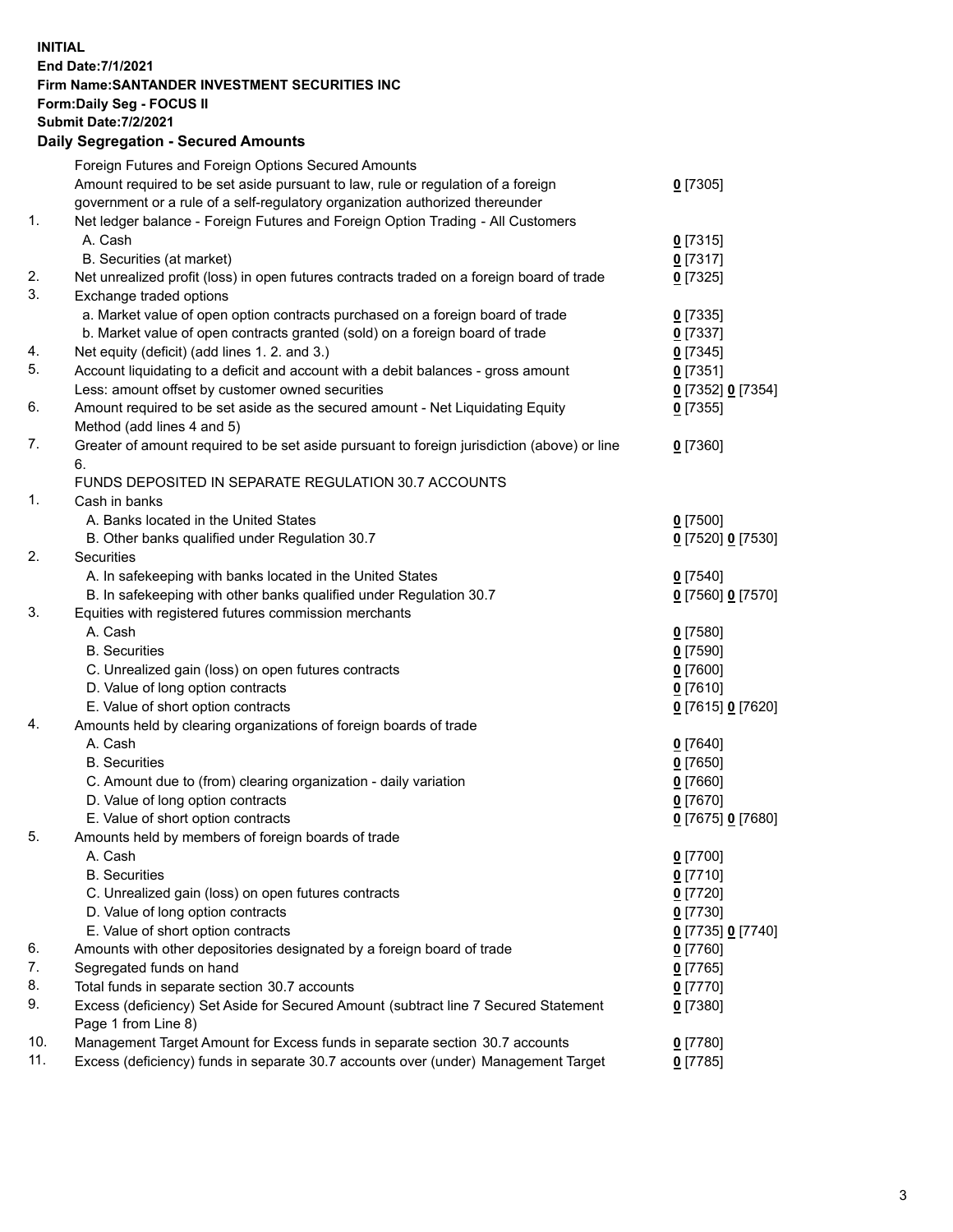**INITIAL**
**End Date:7/1/2021**
**Firm Name:SANTANDER INVESTMENT SECURITIES INC**
**Form:Daily Seg - FOCUS II**
**Submit Date:7/2/2021**

## Daily Segregation - Secured Amounts

| | | |
|---|---|---|
| | Foreign Futures and Foreign Options Secured Amounts | |
| | Amount required to be set aside pursuant to law, rule or regulation of a foreign government or a rule of a self-regulatory organization authorized thereunder | **0** [7305] |
| 1. | Net ledger balance - Foreign Futures and Foreign Option Trading - All Customers | |
| | A. Cash | **0** [7315] |
| | B. Securities (at market) | **0** [7317] |
| 2. | Net unrealized profit (loss) in open futures contracts traded on a foreign board of trade | **0** [7325] |
| 3. | Exchange traded options | |
| | a. Market value of open option contracts purchased on a foreign board of trade | **0** [7335] |
| | b. Market value of open contracts granted (sold) on a foreign board of trade | **0** [7337] |
| 4. | Net equity (deficit) (add lines 1. 2. and 3.) | **0** [7345] |
| 5. | Account liquidating to a deficit and account with a debit balances - gross amount | **0** [7351] |
| | Less: amount offset by customer owned securities | **0** [7352] **0** [7354] |
| 6. | Amount required to be set aside as the secured amount - Net Liquidating Equity Method (add lines 4 and 5) | **0** [7355] |
| 7. | Greater of amount required to be set aside pursuant to foreign jurisdiction (above) or line 6. | **0** [7360] |
| | FUNDS DEPOSITED IN SEPARATE REGULATION 30.7 ACCOUNTS | |
| 1. | Cash in banks | |
| | A. Banks located in the United States | **0** [7500] |
| | B. Other banks qualified under Regulation 30.7 | **0** [7520] **0** [7530] |
| 2. | Securities | |
| | A. In safekeeping with banks located in the United States | **0** [7540] |
| | B. In safekeeping with other banks qualified under Regulation 30.7 | **0** [7560] **0** [7570] |
| 3. | Equities with registered futures commission merchants | |
| | A. Cash | **0** [7580] |
| | B. Securities | **0** [7590] |
| | C. Unrealized gain (loss) on open futures contracts | **0** [7600] |
| | D. Value of long option contracts | **0** [7610] |
| | E. Value of short option contracts | **0** [7615] **0** [7620] |
| 4. | Amounts held by clearing organizations of foreign boards of trade | |
| | A. Cash | **0** [7640] |
| | B. Securities | **0** [7650] |
| | C. Amount due to (from) clearing organization - daily variation | **0** [7660] |
| | D. Value of long option contracts | **0** [7670] |
| | E. Value of short option contracts | **0** [7675] **0** [7680] |
| 5. | Amounts held by members of foreign boards of trade | |
| | A. Cash | **0** [7700] |
| | B. Securities | **0** [7710] |
| | C. Unrealized gain (loss) on open futures contracts | **0** [7720] |
| | D. Value of long option contracts | **0** [7730] |
| | E. Value of short option contracts | **0** [7735] **0** [7740] |
| 6. | Amounts with other depositories designated by a foreign board of trade | **0** [7760] |
| 7. | Segregated funds on hand | **0** [7765] |
| 8. | Total funds in separate section 30.7 accounts | **0** [7770] |
| 9. | Excess (deficiency) Set Aside for Secured Amount (subtract line 7 Secured Statement Page 1 from Line 8) | **0** [7380] |
| 10. | Management Target Amount for Excess funds in separate section 30.7 accounts | **0** [7780] |
| 11. | Excess (deficiency) funds in separate 30.7 accounts over (under) Management Target | **0** [7785] |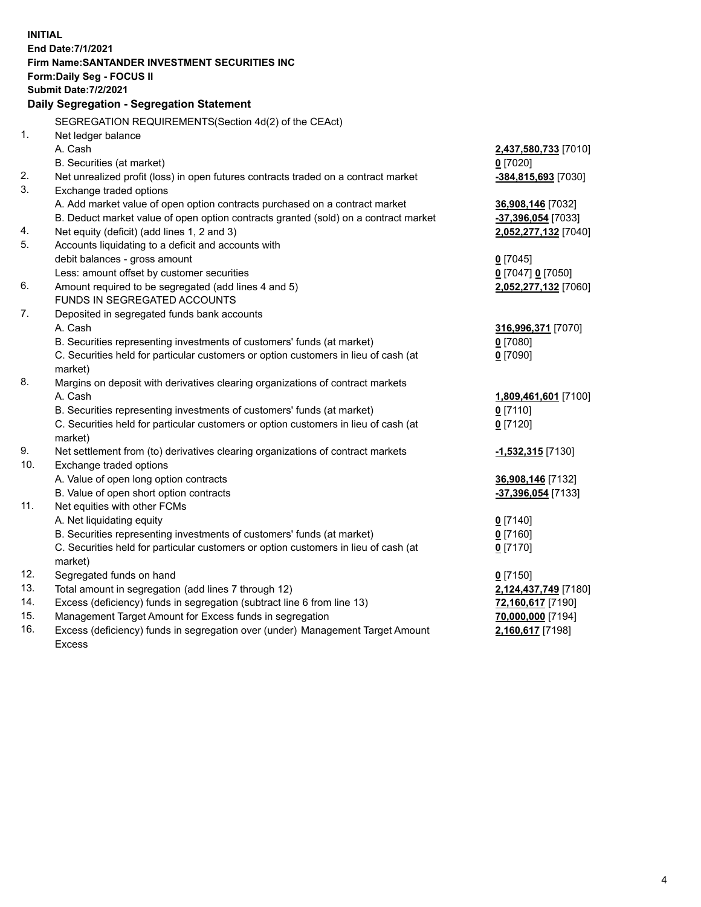**INITIAL**
**End Date:7/1/2021**
**Firm Name:SANTANDER INVESTMENT SECURITIES INC**
**Form:Daily Seg - FOCUS II**
**Submit Date:7/2/2021**

## Daily Segregation - Segregation Statement

| | | |
|---|---|---|
| | SEGREGATION REQUIREMENTS(Section 4d(2) of the CEAct) | |
| 1. | Net ledger balance | |
| | A. Cash | **2,437,580,733** [7010] |
| | B. Securities (at market) | **0** [7020] |
| 2. | Net unrealized profit (loss) in open futures contracts traded on a contract market | **-384,815,693** [7030] |
| 3. | Exchange traded options | |
| | A. Add market value of open option contracts purchased on a contract market | **36,908,146** [7032] |
| | B. Deduct market value of open option contracts granted (sold) on a contract market | **-37,396,054** [7033] |
| 4. | Net equity (deficit) (add lines 1, 2 and 3) | **2,052,277,132** [7040] |
| 5. | Accounts liquidating to a deficit and accounts with debit balances - gross amount | **0** [7045] |
| | Less: amount offset by customer securities | **0** [7047] **0** [7050] |
| 6. | Amount required to be segregated (add lines 4 and 5) | **2,052,277,132** [7060] |
| | FUNDS IN SEGREGATED ACCOUNTS | |
| 7. | Deposited in segregated funds bank accounts | |
| | A. Cash | **316,996,371** [7070] |
| | B. Securities representing investments of customers' funds (at market) | **0** [7080] |
| | C. Securities held for particular customers or option customers in lieu of cash (at market) | **0** [7090] |
| 8. | Margins on deposit with derivatives clearing organizations of contract markets | |
| | A. Cash | **1,809,461,601** [7100] |
| | B. Securities representing investments of customers' funds (at market) | **0** [7110] |
| | C. Securities held for particular customers or option customers in lieu of cash (at market) | **0** [7120] |
| 9. | Net settlement from (to) derivatives clearing organizations of contract markets | **-1,532,315** [7130] |
| 10. | Exchange traded options | |
| | A. Value of open long option contracts | **36,908,146** [7132] |
| | B. Value of open short option contracts | **-37,396,054** [7133] |
| 11. | Net equities with other FCMs | |
| | A. Net liquidating equity | **0** [7140] |
| | B. Securities representing investments of customers' funds (at market) | **0** [7160] |
| | C. Securities held for particular customers or option customers in lieu of cash (at market) | **0** [7170] |
| 12. | Segregated funds on hand | **0** [7150] |
| 13. | Total amount in segregation (add lines 7 through 12) | **2,124,437,749** [7180] |
| 14. | Excess (deficiency) funds in segregation (subtract line 6 from line 13) | **72,160,617** [7190] |
| 15. | Management Target Amount for Excess funds in segregation | **70,000,000** [7194] |
| 16. | Excess (deficiency) funds in segregation over (under) Management Target Amount Excess | **2,160,617** [7198] |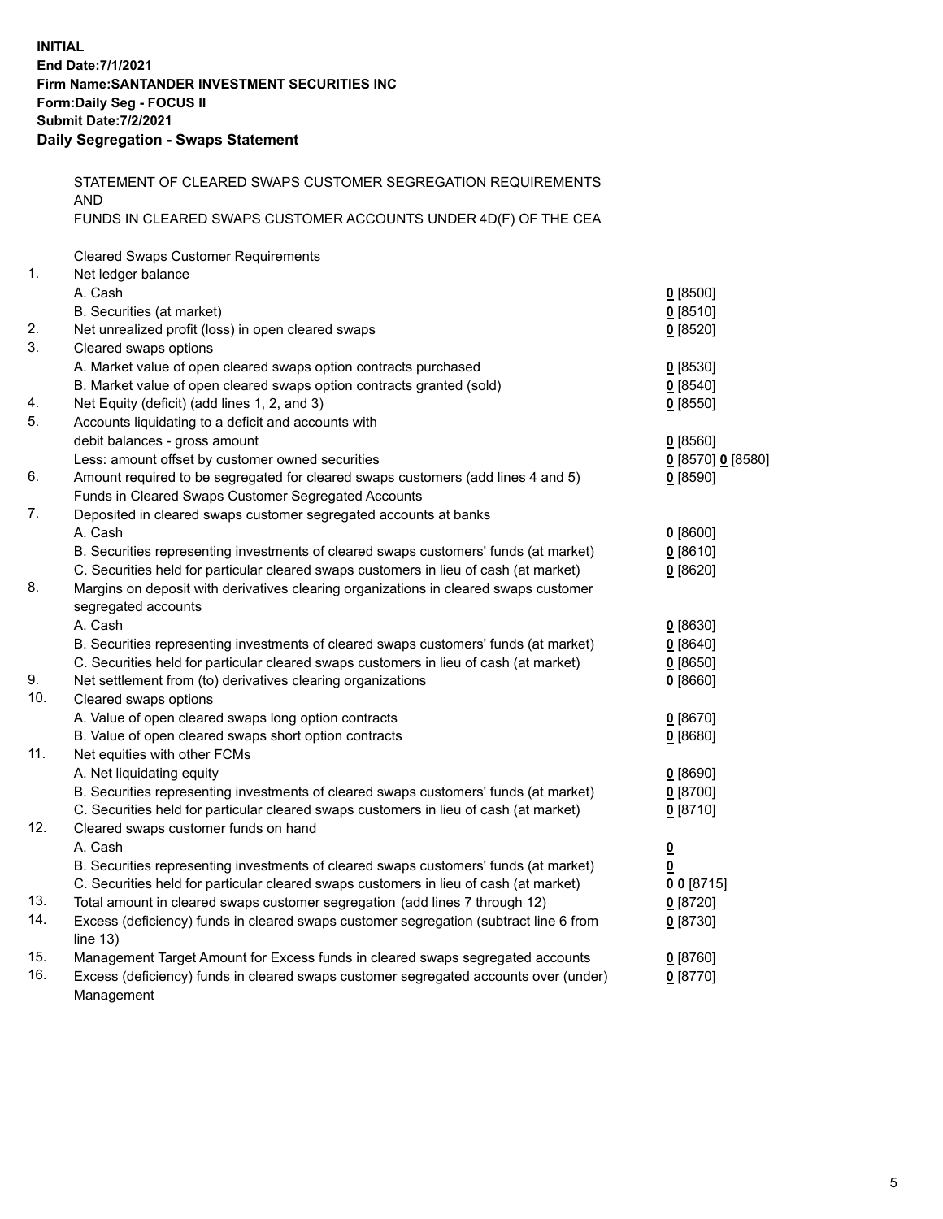**INITIAL**
**End Date:7/1/2021**
**Firm Name:SANTANDER INVESTMENT SECURITIES INC**
**Form:Daily Seg - FOCUS II**
**Submit Date:7/2/2021**
**Daily Segregation - Swaps Statement**

STATEMENT OF CLEARED SWAPS CUSTOMER SEGREGATION REQUIREMENTS AND
FUNDS IN CLEARED SWAPS CUSTOMER ACCOUNTS UNDER 4D(F) OF THE CEA

| | | |
|---|---|---|
| | Cleared Swaps Customer Requirements | |
| 1. | Net ledger balance | |
| | A. Cash | 0 [8500] |
| | B. Securities (at market) | 0 [8510] |
| 2. | Net unrealized profit (loss) in open cleared swaps | 0 [8520] |
| 3. | Cleared swaps options | |
| | A. Market value of open cleared swaps option contracts purchased | 0 [8530] |
| | B. Market value of open cleared swaps option contracts granted (sold) | 0 [8540] |
| 4. | Net Equity (deficit) (add lines 1, 2, and 3) | 0 [8550] |
| 5. | Accounts liquidating to a deficit and accounts with | |
| | debit balances - gross amount | 0 [8560] |
| | Less: amount offset by customer owned securities | 0 [8570] 0 [8580] |
| 6. | Amount required to be segregated for cleared swaps customers (add lines 4 and 5) | 0 [8590] |
| | Funds in Cleared Swaps Customer Segregated Accounts | |
| 7. | Deposited in cleared swaps customer segregated accounts at banks | |
| | A. Cash | 0 [8600] |
| | B. Securities representing investments of cleared swaps customers' funds (at market) | 0 [8610] |
| | C. Securities held for particular cleared swaps customers in lieu of cash (at market) | 0 [8620] |
| 8. | Margins on deposit with derivatives clearing organizations in cleared swaps customer segregated accounts | |
| | A. Cash | 0 [8630] |
| | B. Securities representing investments of cleared swaps customers' funds (at market) | 0 [8640] |
| | C. Securities held for particular cleared swaps customers in lieu of cash (at market) | 0 [8650] |
| 9. | Net settlement from (to) derivatives clearing organizations | 0 [8660] |
| 10. | Cleared swaps options | |
| | A. Value of open cleared swaps long option contracts | 0 [8670] |
| | B. Value of open cleared swaps short option contracts | 0 [8680] |
| 11. | Net equities with other FCMs | |
| | A. Net liquidating equity | 0 [8690] |
| | B. Securities representing investments of cleared swaps customers' funds (at market) | 0 [8700] |
| | C. Securities held for particular cleared swaps customers in lieu of cash (at market) | 0 [8710] |
| 12. | Cleared swaps customer funds on hand | |
| | A. Cash | 0 |
| | B. Securities representing investments of cleared swaps customers' funds (at market) | 0 |
| | C. Securities held for particular cleared swaps customers in lieu of cash (at market) | 0 0 [8715] |
| 13. | Total amount in cleared swaps customer segregation (add lines 7 through 12) | 0 [8720] |
| 14. | Excess (deficiency) funds in cleared swaps customer segregation (subtract line 6 from line 13) | 0 [8730] |
| 15. | Management Target Amount for Excess funds in cleared swaps segregated accounts | 0 [8760] |
| 16. | Excess (deficiency) funds in cleared swaps customer segregated accounts over (under) Management | 0 [8770] |